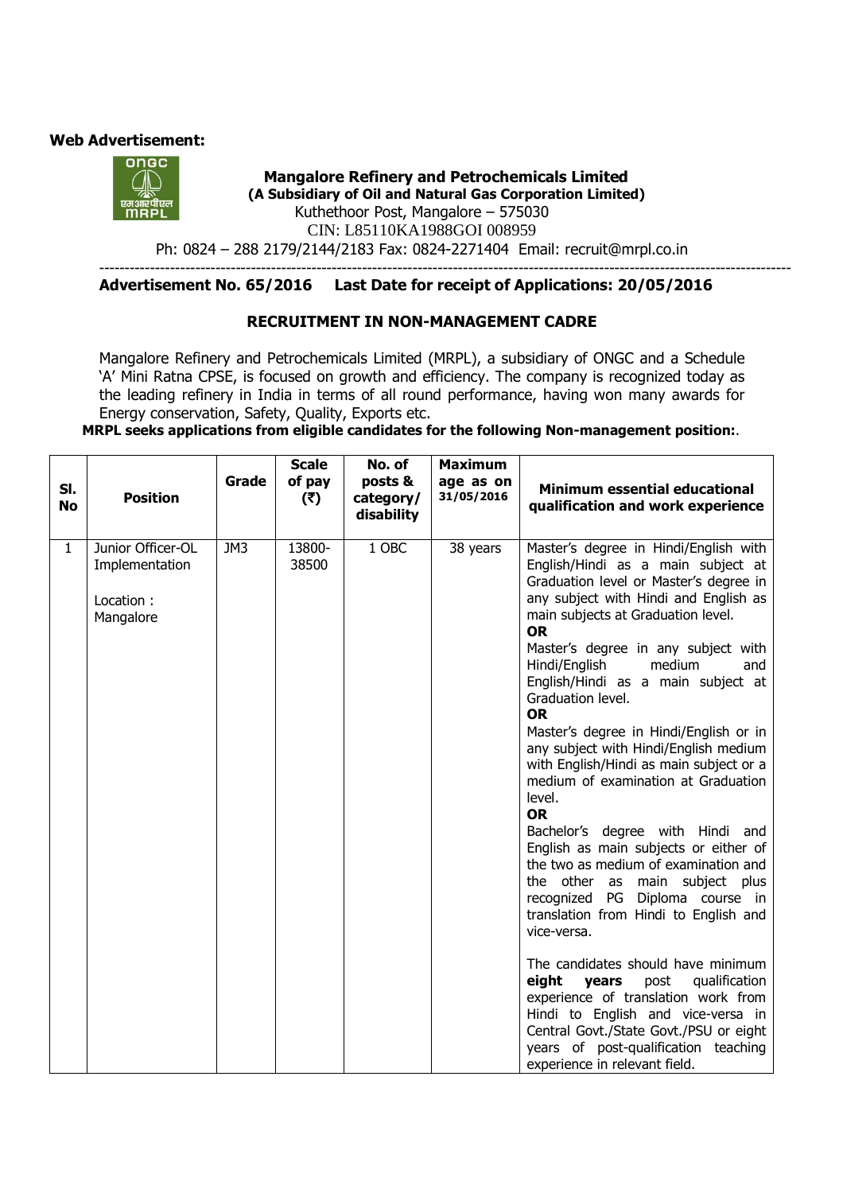**Web Advertisement:**

**Mangalore Refinery and Petrochemicals Limited**
**(A Subsidiary of Oil and Natural Gas Corporation Limited)**
Kuthethoor Post, Mangalore – 575030
CIN: L85110KA1988GOI 008959
Ph: 0824 – 288 2179/2144/2183 Fax: 0824-2271404 Email: recruit@mrpl.co.in

---

**Advertisement No. 65/2016 Last Date for receipt of Applications: 20/05/2016**

## RECRUITMENT IN NON-MANAGEMENT CADRE

Mangalore Refinery and Petrochemicals Limited (MRPL), a subsidiary of ONGC and a Schedule 'A' Mini Ratna CPSE, is focused on growth and efficiency. The company is recognized today as the leading refinery in India in terms of all round performance, having won many awards for Energy conservation, Safety, Quality, Exports etc.

**MRPL seeks applications from eligible candidates for the following Non-management position:**.

| Sl. No | Position | Grade | Scale of pay (₹) | No. of posts & category/ disability | Maximum age as on 31/05/2016 | Minimum essential educational qualification and work experience |
|---|---|---|---|---|---|---|
| 1 | Junior Officer-OL Implementation<br><br>Location : Mangalore | JM3 | 13800-38500 | 1 OBC | 38 years | Master's degree in Hindi/English with English/Hindi as a main subject at Graduation level or Master's degree in any subject with Hindi and English as main subjects at Graduation level.<br>**OR**<br>Master's degree in any subject with Hindi/English medium and English/Hindi as a main subject at Graduation level.<br>**OR**<br>Master's degree in Hindi/English or in any subject with Hindi/English medium with English/Hindi as main subject or a medium of examination at Graduation level.<br>**OR**<br>Bachelor's degree with Hindi and English as main subjects or either of the two as medium of examination and the other as main subject plus recognized PG Diploma course in translation from Hindi to English and vice-versa.<br><br>The candidates should have minimum **eight years** post qualification experience of translation work from Hindi to English and vice-versa in Central Govt./State Govt./PSU or eight years of post-qualification teaching experience in relevant field. |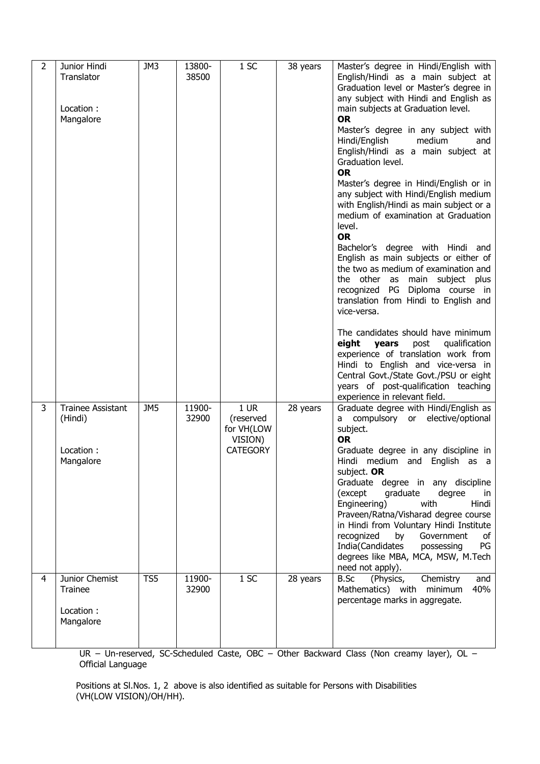| | | | | | | |
|---|---|---|---|---|---|---|
| 2 | Junior Hindi Translator<br><br>Location : Mangalore | JM3 | 13800-38500 | 1 SC | 38 years | Master's degree in Hindi/English with English/Hindi as a main subject at Graduation level or Master's degree in any subject with Hindi and English as main subjects at Graduation level.<br>**OR**<br>Master's degree in any subject with Hindi/English medium and English/Hindi as a main subject at Graduation level.<br>**OR**<br>Master's degree in Hindi/English or in any subject with Hindi/English medium with English/Hindi as main subject or a medium of examination at Graduation level.<br>**OR**<br>Bachelor's degree with Hindi and English as main subjects or either of the two as medium of examination and the other as main subject plus recognized PG Diploma course in translation from Hindi to English and vice-versa.<br><br>The candidates should have minimum **eight years** post qualification experience of translation work from Hindi to English and vice-versa in Central Govt./State Govt./PSU or eight years of post-qualification teaching experience in relevant field. |
| 3 | Trainee Assistant (Hindi)<br><br>Location : Mangalore | JM5 | 11900-32900 | 1 UR (reserved for VH(LOW VISION) CATEGORY | 28 years | Graduate degree with Hindi/English as a compulsory or elective/optional subject.<br>**OR**<br>Graduate degree in any discipline in Hindi medium and English as a subject. **OR**<br>Graduate degree in any discipline (except graduate degree in Engineering) with Hindi Praveen/Ratna/Visharad degree course in Hindi from Voluntary Hindi Institute recognized by Government of India(Candidates possessing PG degrees like MBA, MCA, MSW, M.Tech need not apply). |
| 4 | Junior Chemist Trainee<br><br>Location : Mangalore | TS5 | 11900-32900 | 1 SC | 28 years | B.Sc (Physics, Chemistry and Mathematics) with minimum 40% percentage marks in aggregate. |

UR – Un-reserved, SC-Scheduled Caste, OBC – Other Backward Class (Non creamy layer), OL – Official Language

Positions at Sl.Nos. 1, 2 above is also identified as suitable for Persons with Disabilities (VH(LOW VISION)/OH/HH).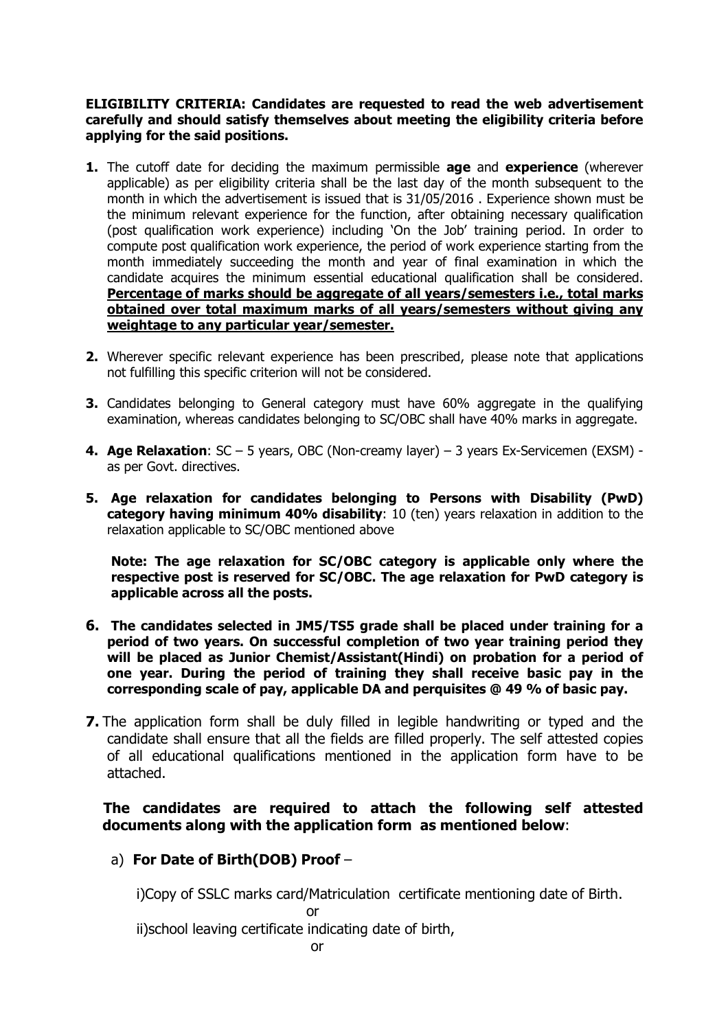**ELIGIBILITY CRITERIA: Candidates are requested to read the web advertisement carefully and should satisfy themselves about meeting the eligibility criteria before applying for the said positions.**

1. The cutoff date for deciding the maximum permissible **age** and **experience** (wherever applicable) as per eligibility criteria shall be the last day of the month subsequent to the month in which the advertisement is issued that is 31/05/2016 . Experience shown must be the minimum relevant experience for the function, after obtaining necessary qualification (post qualification work experience) including 'On the Job' training period. In order to compute post qualification work experience, the period of work experience starting from the month immediately succeeding the month and year of final examination in which the candidate acquires the minimum essential educational qualification shall be considered. **<u>Percentage of marks should be aggregate of all years/semesters i.e., total marks obtained over total maximum marks of all years/semesters without giving any weightage to any particular year/semester.</u>**

2. Wherever specific relevant experience has been prescribed, please note that applications not fulfilling this specific criterion will not be considered.

3. Candidates belonging to General category must have 60% aggregate in the qualifying examination, whereas candidates belonging to SC/OBC shall have 40% marks in aggregate.

4. **Age Relaxation**: SC – 5 years, OBC (Non-creamy layer) – 3 years Ex-Servicemen (EXSM) - as per Govt. directives.

5. **Age relaxation for candidates belonging to Persons with Disability (PwD) category having minimum 40% disability**: 10 (ten) years relaxation in addition to the relaxation applicable to SC/OBC mentioned above

   **Note: The age relaxation for SC/OBC category is applicable only where the respective post is reserved for SC/OBC. The age relaxation for PwD category is applicable across all the posts.**

6. **The candidates selected in JM5/TS5 grade shall be placed under training for a period of two years. On successful completion of two year training period they will be placed as Junior Chemist/Assistant(Hindi) on probation for a period of one year. During the period of training they shall receive basic pay in the corresponding scale of pay, applicable DA and perquisites @ 49 % of basic pay.**

7. The application form shall be duly filled in legible handwriting or typed and the candidate shall ensure that all the fields are filled properly. The self attested copies of all educational qualifications mentioned in the application form have to be attached.

   **The candidates are required to attach the following self attested documents along with the application form as mentioned below**:

   a) **For Date of Birth(DOB) Proof** –

      i)Copy of SSLC marks card/Matriculation certificate mentioning date of Birth.

      or

      ii)school leaving certificate indicating date of birth,

      or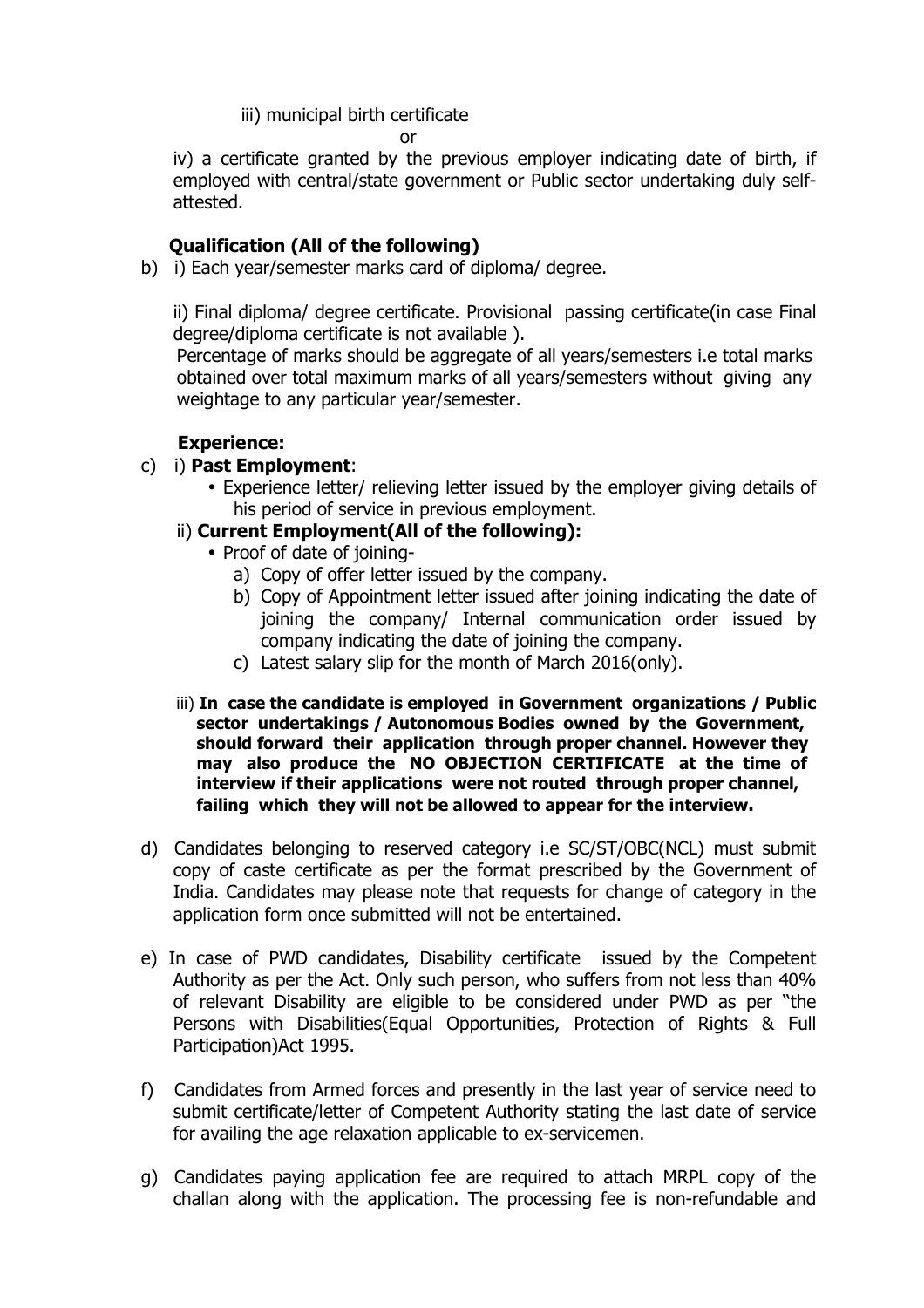iii) municipal birth certificate

or

iv) a certificate granted by the previous employer indicating date of birth, if employed with central/state government or Public sector undertaking duly self-attested.

**Qualification (All of the following)**

b) i) Each year/semester marks card of diploma/ degree.

ii) Final diploma/ degree certificate. Provisional passing certificate(in case Final degree/diploma certificate is not available ).

Percentage of marks should be aggregate of all years/semesters i.e total marks obtained over total maximum marks of all years/semesters without giving any weightage to any particular year/semester.

**Experience:**

c) i) **Past Employment**:

- Experience letter/ relieving letter issued by the employer giving details of his period of service in previous employment.

ii) **Current Employment(All of the following):**

- Proof of date of joining-
  - a) Copy of offer letter issued by the company.
  - b) Copy of Appointment letter issued after joining indicating the date of joining the company/ Internal communication order issued by company indicating the date of joining the company.
  - c) Latest salary slip for the month of March 2016(only).

iii) **In case the candidate is employed in Government organizations / Public sector undertakings / Autonomous Bodies owned by the Government, should forward their application through proper channel. However they may also produce the NO OBJECTION CERTIFICATE at the time of interview if their applications were not routed through proper channel, failing which they will not be allowed to appear for the interview.**

d) Candidates belonging to reserved category i.e SC/ST/OBC(NCL) must submit copy of caste certificate as per the format prescribed by the Government of India. Candidates may please note that requests for change of category in the application form once submitted will not be entertained.

e) In case of PWD candidates, Disability certificate issued by the Competent Authority as per the Act. Only such person, who suffers from not less than 40% of relevant Disability are eligible to be considered under PWD as per "the Persons with Disabilities(Equal Opportunities, Protection of Rights & Full Participation)Act 1995.

f) Candidates from Armed forces and presently in the last year of service need to submit certificate/letter of Competent Authority stating the last date of service for availing the age relaxation applicable to ex-servicemen.

g) Candidates paying application fee are required to attach MRPL copy of the challan along with the application. The processing fee is non-refundable and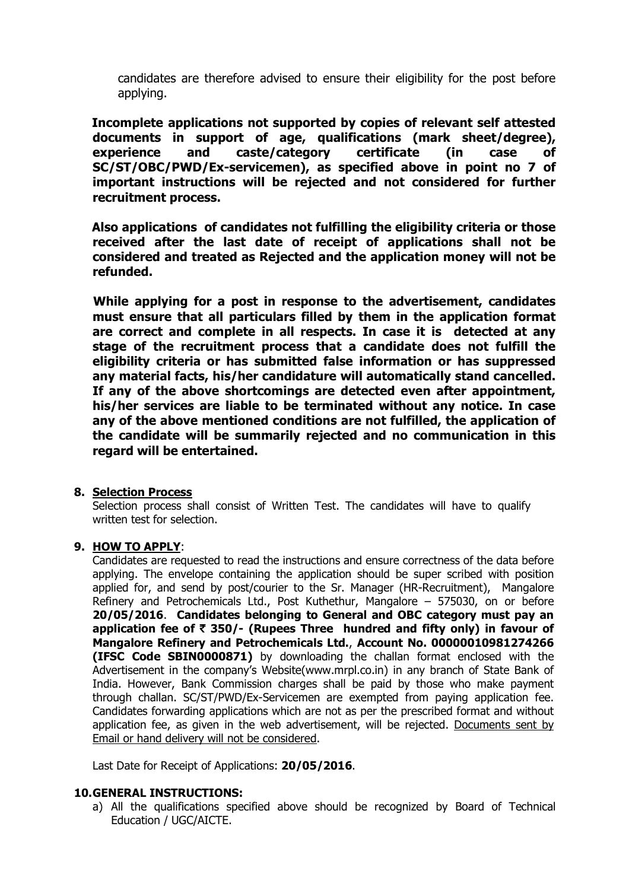candidates are therefore advised to ensure their eligibility for the post before applying.

**Incomplete applications not supported by copies of relevant self attested documents in support of age, qualifications (mark sheet/degree), experience and caste/category certificate (in case of SC/ST/OBC/PWD/Ex-servicemen), as specified above in point no 7 of important instructions will be rejected and not considered for further recruitment process.**

**Also applications of candidates not fulfilling the eligibility criteria or those received after the last date of receipt of applications shall not be considered and treated as Rejected and the application money will not be refunded.**

**While applying for a post in response to the advertisement, candidates must ensure that all particulars filled by them in the application format are correct and complete in all respects. In case it is detected at any stage of the recruitment process that a candidate does not fulfill the eligibility criteria or has submitted false information or has suppressed any material facts, his/her candidature will automatically stand cancelled. If any of the above shortcomings are detected even after appointment, his/her services are liable to be terminated without any notice. In case any of the above mentioned conditions are not fulfilled, the application of the candidate will be summarily rejected and no communication in this regard will be entertained.**

**8. Selection Process**

Selection process shall consist of Written Test. The candidates will have to qualify written test for selection.

**9. HOW TO APPLY**:

Candidates are requested to read the instructions and ensure correctness of the data before applying. The envelope containing the application should be super scribed with position applied for, and send by post/courier to the Sr. Manager (HR-Recruitment), Mangalore Refinery and Petrochemicals Ltd., Post Kuthethur, Mangalore – 575030, on or before **20/05/2016**. **Candidates belonging to General and OBC category must pay an application fee of ₹ 350/- (Rupees Three hundred and fifty only) in favour of Mangalore Refinery and Petrochemicals Ltd.**, **Account No. 00000010981274266 (IFSC Code SBIN0000871)** by downloading the challan format enclosed with the Advertisement in the company's Website(www.mrpl.co.in) in any branch of State Bank of India. However, Bank Commission charges shall be paid by those who make payment through challan. SC/ST/PWD/Ex-Servicemen are exempted from paying application fee. Candidates forwarding applications which are not as per the prescribed format and without application fee, as given in the web advertisement, will be rejected. Documents sent by Email or hand delivery will not be considered.

Last Date for Receipt of Applications: **20/05/2016**.

**10. GENERAL INSTRUCTIONS:**

a) All the qualifications specified above should be recognized by Board of Technical Education / UGC/AICTE.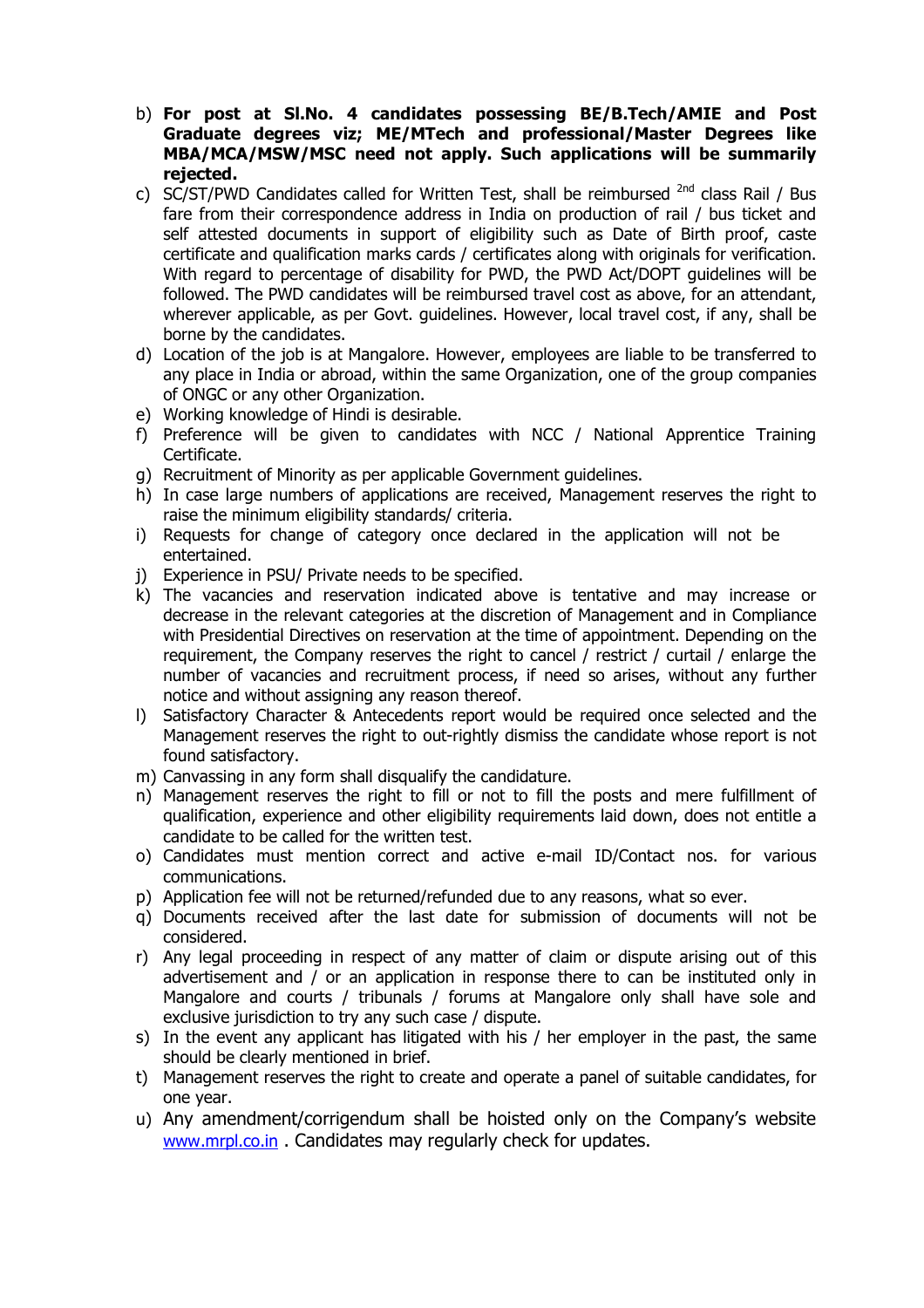b) **For post at Sl.No. 4 candidates possessing BE/B.Tech/AMIE and Post Graduate degrees viz; ME/MTech and professional/Master Degrees like MBA/MCA/MSW/MSC need not apply. Such applications will be summarily rejected.**

c) SC/ST/PWD Candidates called for Written Test, shall be reimbursed 2nd class Rail / Bus fare from their correspondence address in India on production of rail / bus ticket and self attested documents in support of eligibility such as Date of Birth proof, caste certificate and qualification marks cards / certificates along with originals for verification. With regard to percentage of disability for PWD, the PWD Act/DOPT guidelines will be followed. The PWD candidates will be reimbursed travel cost as above, for an attendant, wherever applicable, as per Govt. guidelines. However, local travel cost, if any, shall be borne by the candidates.

d) Location of the job is at Mangalore. However, employees are liable to be transferred to any place in India or abroad, within the same Organization, one of the group companies of ONGC or any other Organization.

e) Working knowledge of Hindi is desirable.

f) Preference will be given to candidates with NCC / National Apprentice Training Certificate.

g) Recruitment of Minority as per applicable Government guidelines.

h) In case large numbers of applications are received, Management reserves the right to raise the minimum eligibility standards/ criteria.

i) Requests for change of category once declared in the application will not be entertained.

j) Experience in PSU/ Private needs to be specified.

k) The vacancies and reservation indicated above is tentative and may increase or decrease in the relevant categories at the discretion of Management and in Compliance with Presidential Directives on reservation at the time of appointment. Depending on the requirement, the Company reserves the right to cancel / restrict / curtail / enlarge the number of vacancies and recruitment process, if need so arises, without any further notice and without assigning any reason thereof.

l) Satisfactory Character & Antecedents report would be required once selected and the Management reserves the right to out-rightly dismiss the candidate whose report is not found satisfactory.

m) Canvassing in any form shall disqualify the candidature.

n) Management reserves the right to fill or not to fill the posts and mere fulfillment of qualification, experience and other eligibility requirements laid down, does not entitle a candidate to be called for the written test.

o) Candidates must mention correct and active e-mail ID/Contact nos. for various communications.

p) Application fee will not be returned/refunded due to any reasons, what so ever.

q) Documents received after the last date for submission of documents will not be considered.

r) Any legal proceeding in respect of any matter of claim or dispute arising out of this advertisement and / or an application in response there to can be instituted only in Mangalore and courts / tribunals / forums at Mangalore only shall have sole and exclusive jurisdiction to try any such case / dispute.

s) In the event any applicant has litigated with his / her employer in the past, the same should be clearly mentioned in brief.

t) Management reserves the right to create and operate a panel of suitable candidates, for one year.

u) Any amendment/corrigendum shall be hoisted only on the Company's website www.mrpl.co.in . Candidates may regularly check for updates.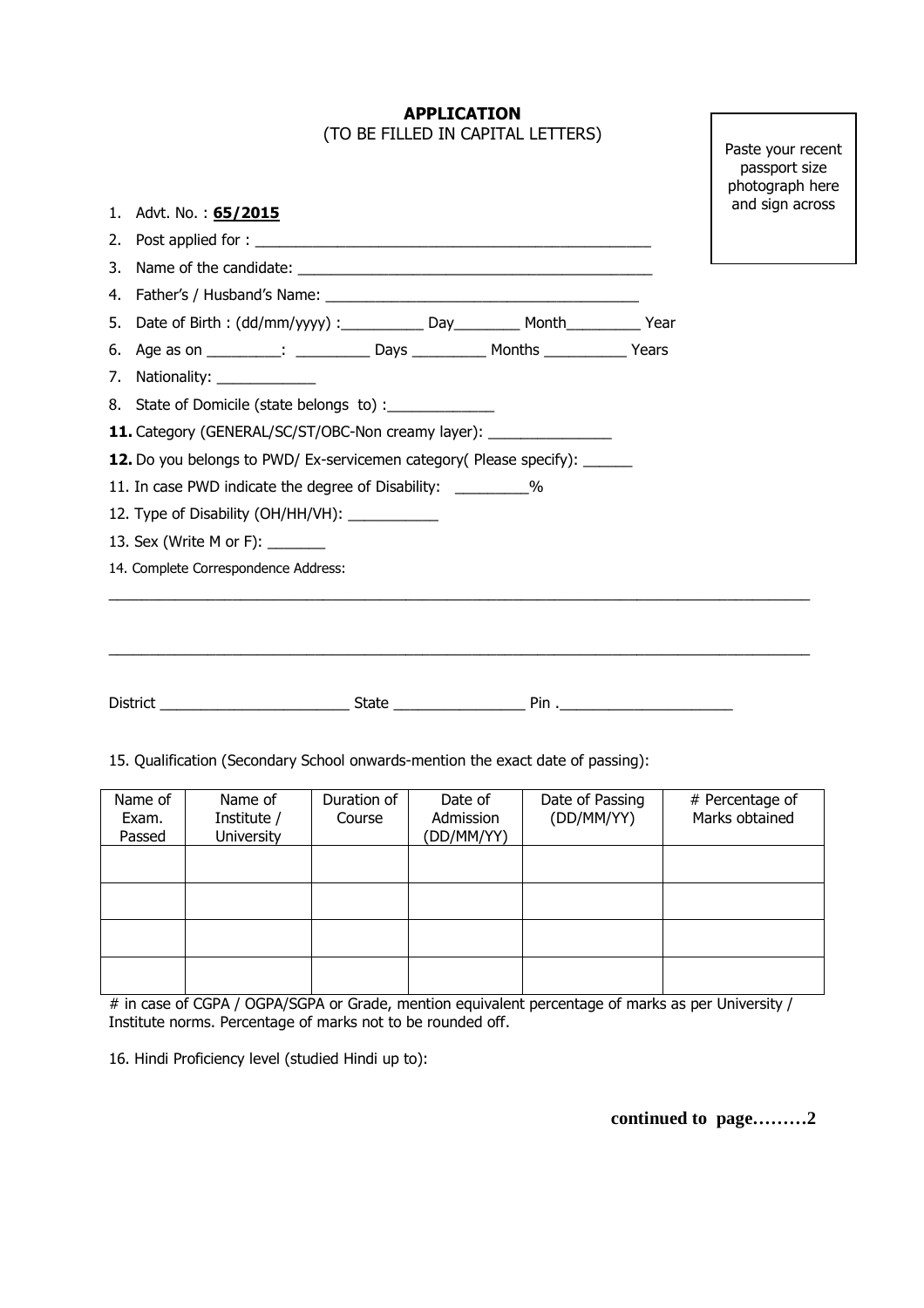# APPLICATION
(TO BE FILLED IN CAPITAL LETTERS)

Paste your recent passport size photograph here and sign across

1. Advt. No. : **65/2015**
2. Post applied for : ____________________________________________
3. Name of the candidate: ________________________________________
4. Father's / Husband's Name: ____________________________________
5. Date of Birth : (dd/mm/yyyy) :__________ Day________ Month_________ Year
6. Age as on _________: _________ Days _________ Months __________ Years
7. Nationality: ____________
8. State of Domicile (state belongs to) :_____________

**11.** Category (GENERAL/SC/ST/OBC-Non creamy layer): _______________

**12.** Do you belongs to PWD/ Ex-servicemen category( Please specify): ______

11. In case PWD indicate the degree of Disability: _________%

12. Type of Disability (OH/HH/VH): ___________

13. Sex (Write M or F): _______

14. Complete Correspondence Address:

_____________________________________________________________________________

_____________________________________________________________________________

District _______________________ State ________________ Pin .____________________

15. Qualification (Secondary School onwards-mention the exact date of passing):

| Name of Exam. Passed | Name of Institute / University | Duration of Course | Date of Admission (DD/MM/YY) | Date of Passing (DD/MM/YY) | # Percentage of Marks obtained |
|---|---|---|---|---|---|
| | | | | | |
| | | | | | |
| | | | | | |
| | | | | | |

# in case of CGPA / OGPA/SGPA or Grade, mention equivalent percentage of marks as per University / Institute norms. Percentage of marks not to be rounded off.

16. Hindi Proficiency level (studied Hindi up to):

**continued to page………2**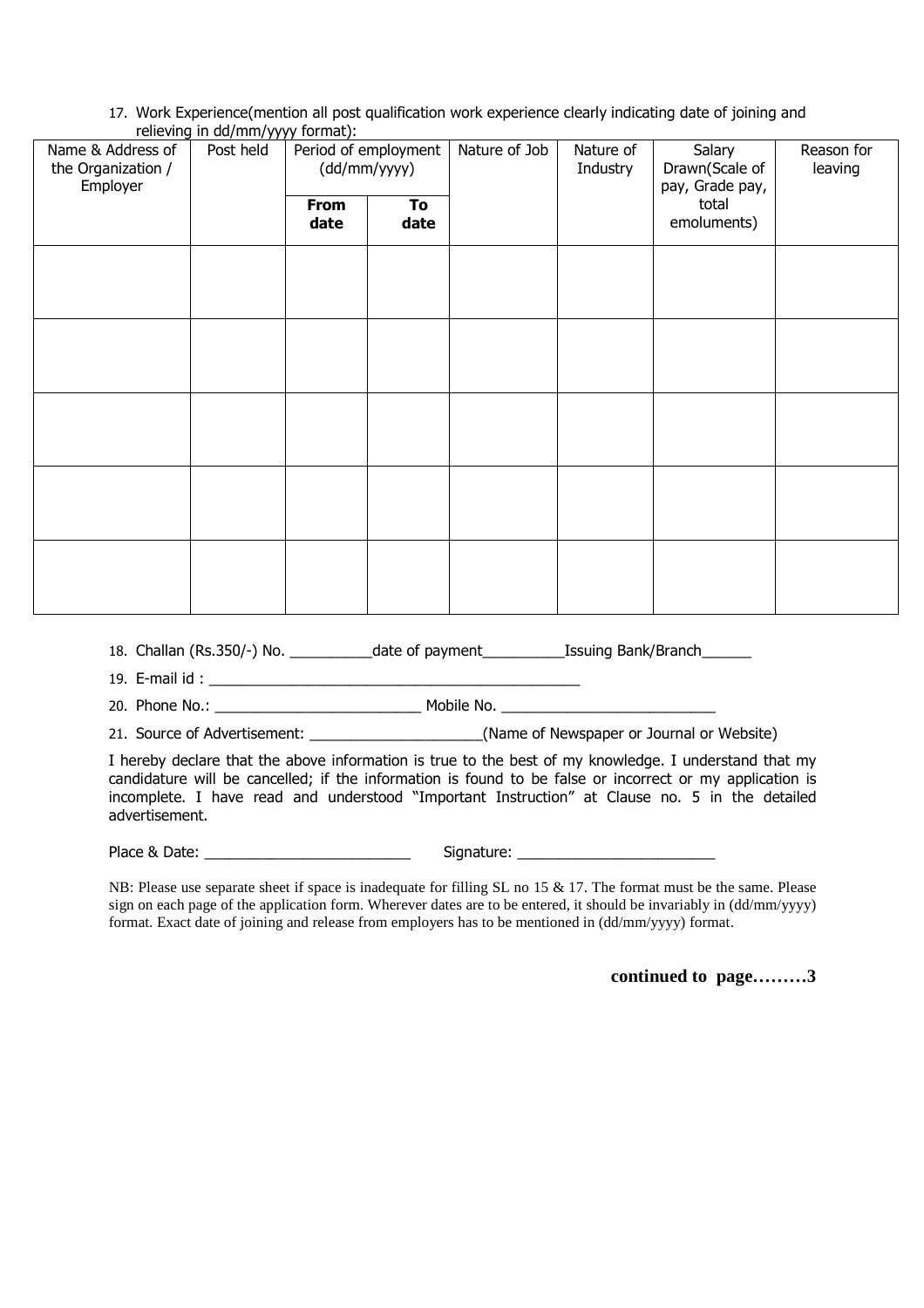17. Work Experience(mention all post qualification work experience clearly indicating date of joining and relieving in dd/mm/yyyy format):

| Name & Address of the Organization / Employer | Post held | Period of employment (dd/mm/yyyy) | | Nature of Job | Nature of Industry | Salary Drawn(Scale of pay, Grade pay, total emoluments) | Reason for leaving |
|---|---|---|---|---|---|---|---|
| | | **From date** | **To date** | | | | |
| | | | | | | | |
| | | | | | | | |
| | | | | | | | |
| | | | | | | | |
| | | | | | | | |

18. Challan (Rs.350/-) No. __________date of payment__________Issuing Bank/Branch______

19. E-mail id : ______________________________________________

20. Phone No.: _________________________ Mobile No. __________________________

21. Source of Advertisement: _____________________(Name of Newspaper or Journal or Website)

I hereby declare that the above information is true to the best of my knowledge. I understand that my candidature will be cancelled; if the information is found to be false or incorrect or my application is incomplete. I have read and understood "Important Instruction" at Clause no. 5 in the detailed advertisement.

Place & Date: _________________________ Signature: ________________________

NB: Please use separate sheet if space is inadequate for filling SL no 15 & 17. The format must be the same. Please sign on each page of the application form. Wherever dates are to be entered, it should be invariably in (dd/mm/yyyy) format. Exact date of joining and release from employers has to be mentioned in (dd/mm/yyyy) format.

**continued to page………3**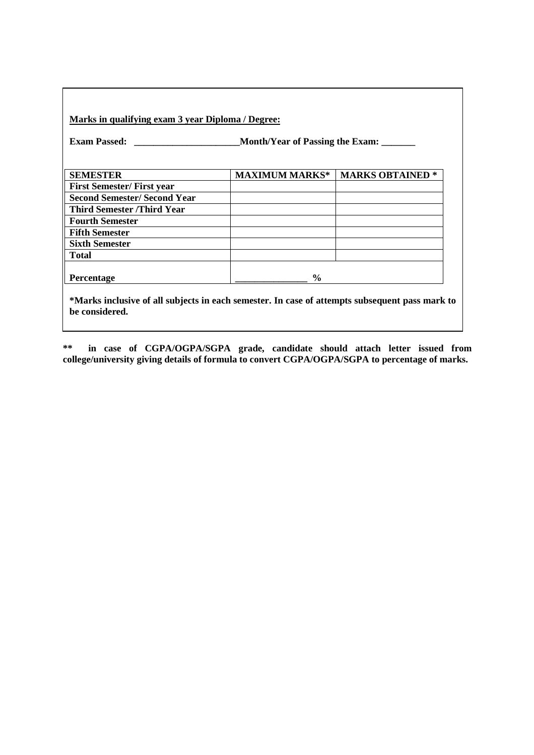**Marks in qualifying exam 3 year Diploma / Degree:**

**Exam Passed: ______________________Month/Year of Passing the Exam: _______**

| SEMESTER | MAXIMUM MARKS* | MARKS OBTAINED * |
|---|---|---|
| First Semester/ First year | | |
| Second Semester/ Second Year | | |
| Third Semester /Third Year | | |
| Fourth Semester | | |
| Fifth Semester | | |
| Sixth Semester | | |
| Total | | |
| Percentage | _______________ % | |

**\*Marks inclusive of all subjects in each semester. In case of attempts subsequent pass mark to be considered.**

**\*\* in case of CGPA/OGPA/SGPA grade, candidate should attach letter issued from college/university giving details of formula to convert CGPA/OGPA/SGPA to percentage of marks.**